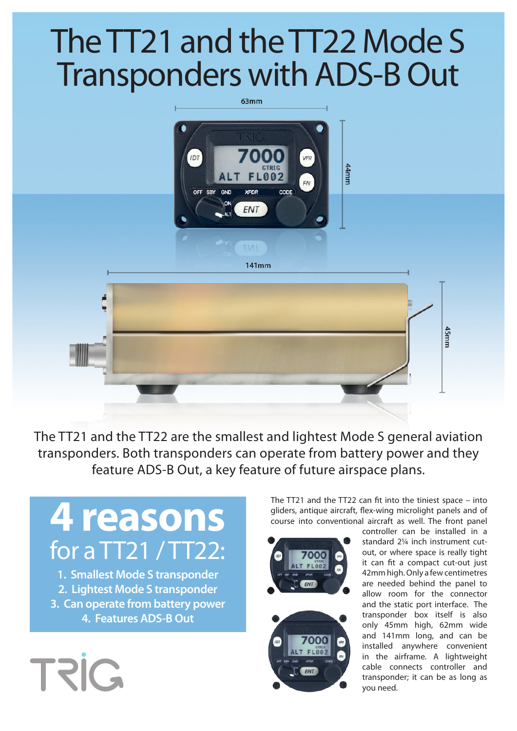# The TT21 and the TT22 Mode S Transponders with ADS-B Out

The TT21 and the TT22 are the smallest and lightest Mode S general aviation transponders. Both transponders can operate from battery power and they feature ADS-B Out, a key feature of future airspace plans.

## 4 reasons for a TT21 / TT22:

1. Smallest Mode S transponder
2. Lightest Mode S transponder
3. Can operate from battery power
4. Features ADS-B Out

The TT21 and the TT22 can fit into the tiniest space – into gliders, antique aircraft, flex-wing microlight panels and of course into conventional aircraft as well. The front panel controller can be installed in a standard 2¼ inch instrument cut-out, or where space is really tight it can fit a compact cut-out just 42mm high. Only a few centimetres are needed behind the panel to allow room for the connector and the static port interface. The transponder box itself is also only 45mm high, 62mm wide and 141mm long, and can be installed anywhere convenient in the airframe. A lightweight cable connects controller and transponder; it can be as long as you need.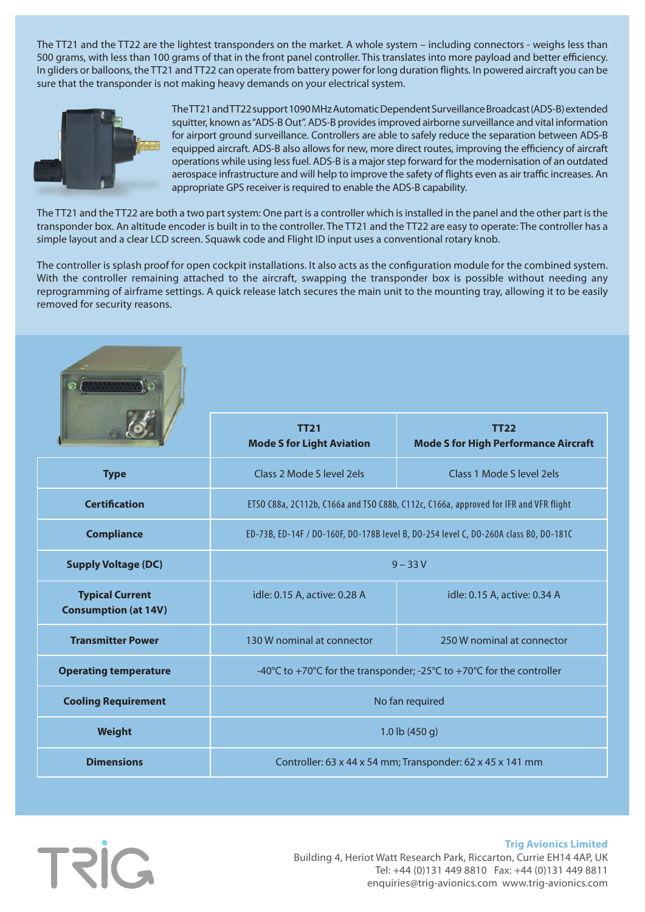The TT21 and the TT22 are the lightest transponders on the market. A whole system – including connectors - weighs less than 500 grams, with less than 100 grams of that in the front panel controller. This translates into more payload and better efficiency. In gliders or balloons, the TT21 and TT22 can operate from battery power for long duration flights. In powered aircraft you can be sure that the transponder is not making heavy demands on your electrical system.

The TT21 and TT22 support 1090 MHz Automatic Dependent Surveillance Broadcast (ADS-B) extended squitter, known as "ADS-B Out". ADS-B provides improved airborne surveillance and vital information for airport ground surveillance. Controllers are able to safely reduce the separation between ADS-B equipped aircraft. ADS-B also allows for new, more direct routes, improving the efficiency of aircraft operations while using less fuel. ADS-B is a major step forward for the modernisation of an outdated aerospace infrastructure and will help to improve the safety of flights even as air traffic increases. An appropriate GPS receiver is required to enable the ADS-B capability.

The TT21 and the TT22 are both a two part system: One part is a controller which is installed in the panel and the other part is the transponder box. An altitude encoder is built in to the controller. The TT21 and the TT22 are easy to operate: The controller has a simple layout and a clear LCD screen. Squawk code and Flight ID input uses a conventional rotary knob.

The controller is splash proof for open cockpit installations. It also acts as the configuration module for the combined system. With the controller remaining attached to the aircraft, swapping the transponder box is possible without needing any reprogramming of airframe settings. A quick release latch secures the main unit to the mounting tray, allowing it to be easily removed for security reasons.

| | **TT21**<br>**Mode S for Light Aviation** | **TT22**<br>**Mode S for High Performance Aircraft** |
|---|---|---|
| **Type** | Class 2 Mode S level 2els | Class 1 Mode S level 2els |
| **Certification** | ETSO C88a, 2C112b, C166a and TSO C88b, C112c, C166a, approved for IFR and VFR flight | |
| **Compliance** | ED-73B, ED-14F / DO-160F, DO-178B level B, DO-254 level C, DO-260A class B0, DO-181C | |
| **Supply Voltage (DC)** | 9 – 33 V | |
| **Typical Current Consumption (at 14V)** | idle: 0.15 A, active: 0.28 A | idle: 0.15 A, active: 0.34 A |
| **Transmitter Power** | 130 W nominal at connector | 250 W nominal at connector |
| **Operating temperature** | -40°C to +70°C for the transponder; -25°C to +70°C for the controller | |
| **Cooling Requirement** | No fan required | |
| **Weight** | 1.0 lb (450 g) | |
| **Dimensions** | Controller: 63 x 44 x 54 mm; Transponder: 62 x 45 x 141 mm | |

TRIG

**Trig Avionics Limited**
Building 4, Heriot Watt Research Park, Riccarton, Currie EH14 4AP, UK
Tel: +44 (0)131 449 8810 Fax: +44 (0)131 449 8811
enquiries@trig-avionics.com www.trig-avionics.com